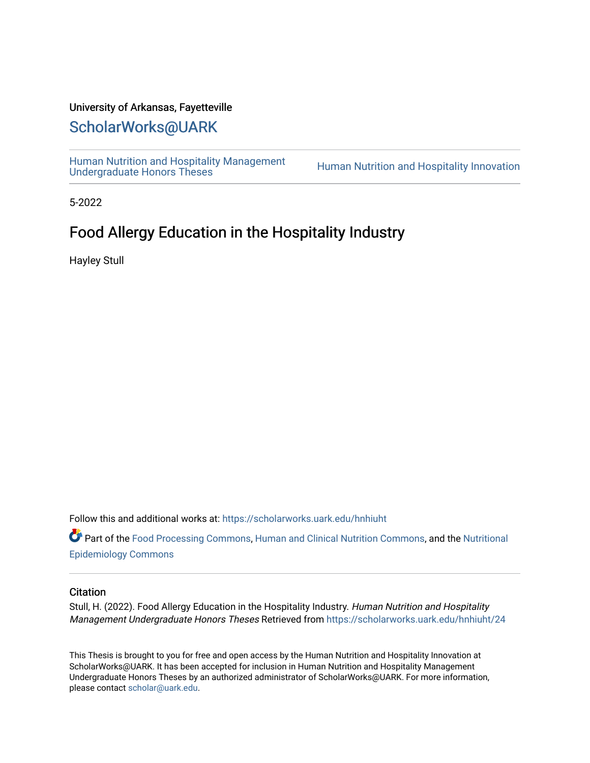University of Arkansas, Fayetteville

# ScholarWorks@UARK

Human Nutrition and Hospitality Management Undergraduate Honors Theses | Human Nutrition and Hospitality Innovation

5-2022

## Food Allergy Education in the Hospitality Industry

Hayley Stull

Follow this and additional works at: https://scholarworks.uark.edu/hnhiuht

Part of the Food Processing Commons, Human and Clinical Nutrition Commons, and the Nutritional Epidemiology Commons

### Citation

Stull, H. (2022). Food Allergy Education in the Hospitality Industry. *Human Nutrition and Hospitality Management Undergraduate Honors Theses* Retrieved from https://scholarworks.uark.edu/hnhiuht/24

This Thesis is brought to you for free and open access by the Human Nutrition and Hospitality Innovation at ScholarWorks@UARK. It has been accepted for inclusion in Human Nutrition and Hospitality Management Undergraduate Honors Theses by an authorized administrator of ScholarWorks@UARK. For more information, please contact scholar@uark.edu.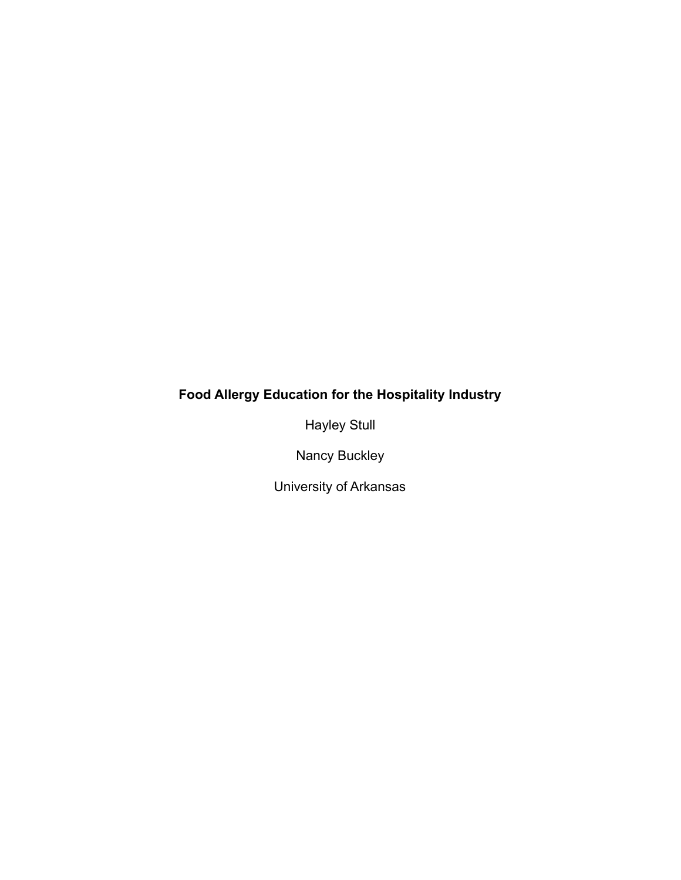# Food Allergy Education for the Hospitality Industry

Hayley Stull

Nancy Buckley

University of Arkansas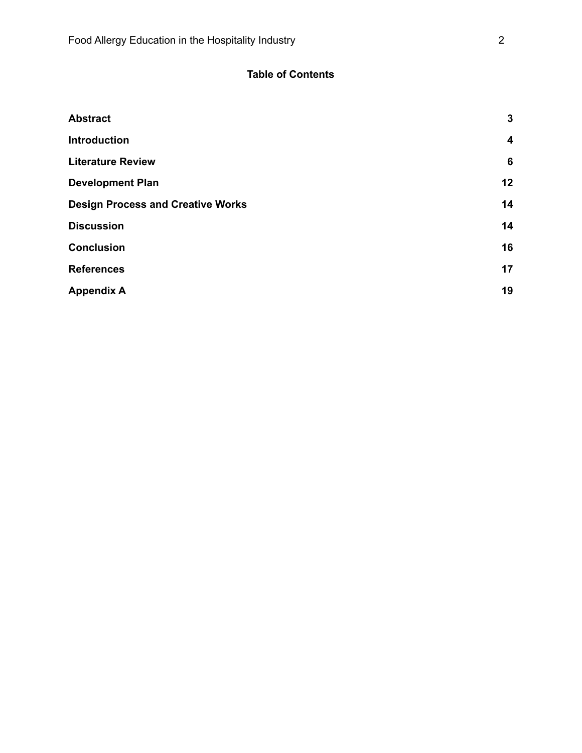## Table of Contents

| | |
|---|---|
| **Abstract** | **3** |
| **Introduction** | **4** |
| **Literature Review** | **6** |
| **Development Plan** | **12** |
| **Design Process and Creative Works** | **14** |
| **Discussion** | **14** |
| **Conclusion** | **16** |
| **References** | **17** |
| **Appendix A** | **19** |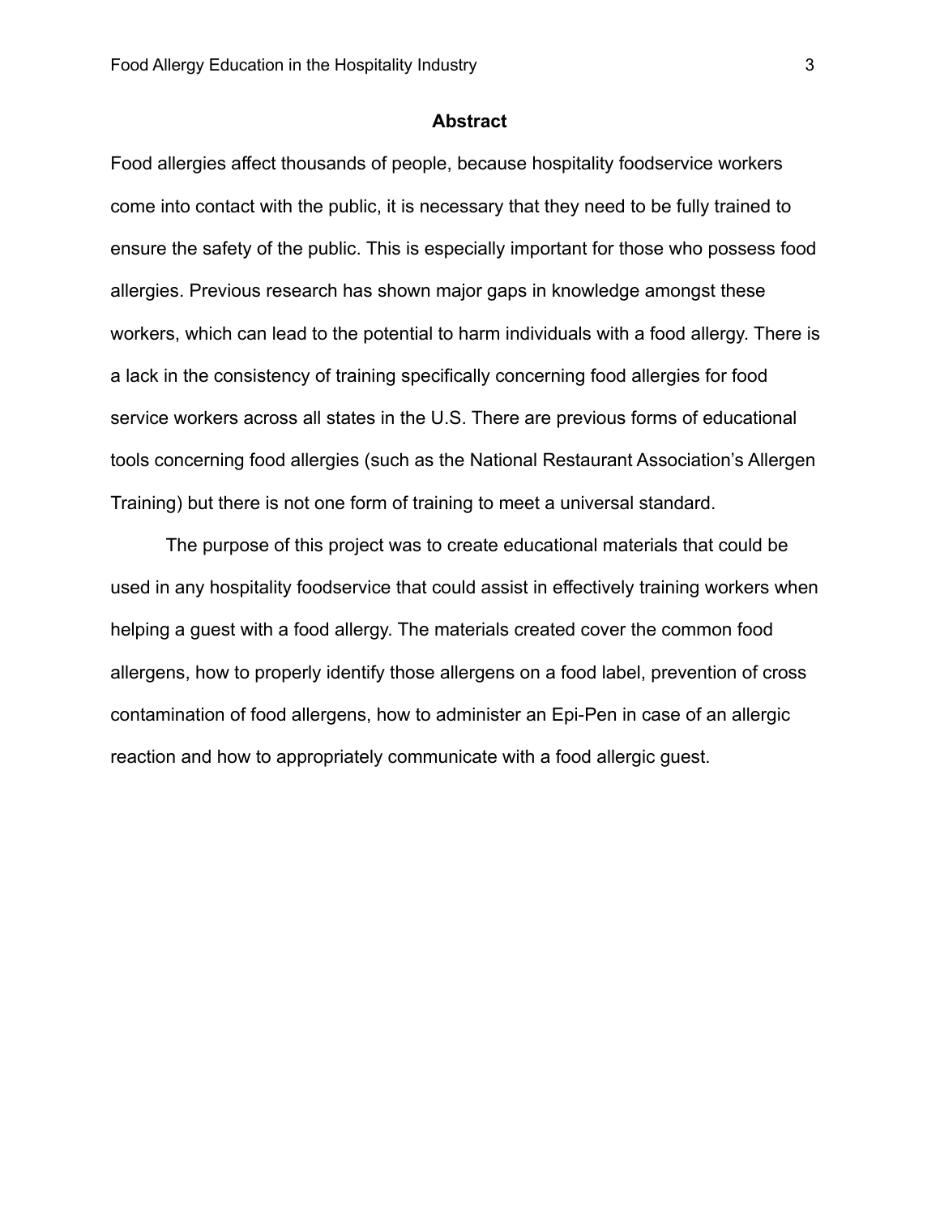## Abstract

Food allergies affect thousands of people, because hospitality foodservice workers come into contact with the public, it is necessary that they need to be fully trained to ensure the safety of the public. This is especially important for those who possess food allergies. Previous research has shown major gaps in knowledge amongst these workers, which can lead to the potential to harm individuals with a food allergy. There is a lack in the consistency of training specifically concerning food allergies for food service workers across all states in the U.S. There are previous forms of educational tools concerning food allergies (such as the National Restaurant Association's Allergen Training) but there is not one form of training to meet a universal standard.

The purpose of this project was to create educational materials that could be used in any hospitality foodservice that could assist in effectively training workers when helping a guest with a food allergy. The materials created cover the common food allergens, how to properly identify those allergens on a food label, prevention of cross contamination of food allergens, how to administer an Epi-Pen in case of an allergic reaction and how to appropriately communicate with a food allergic guest.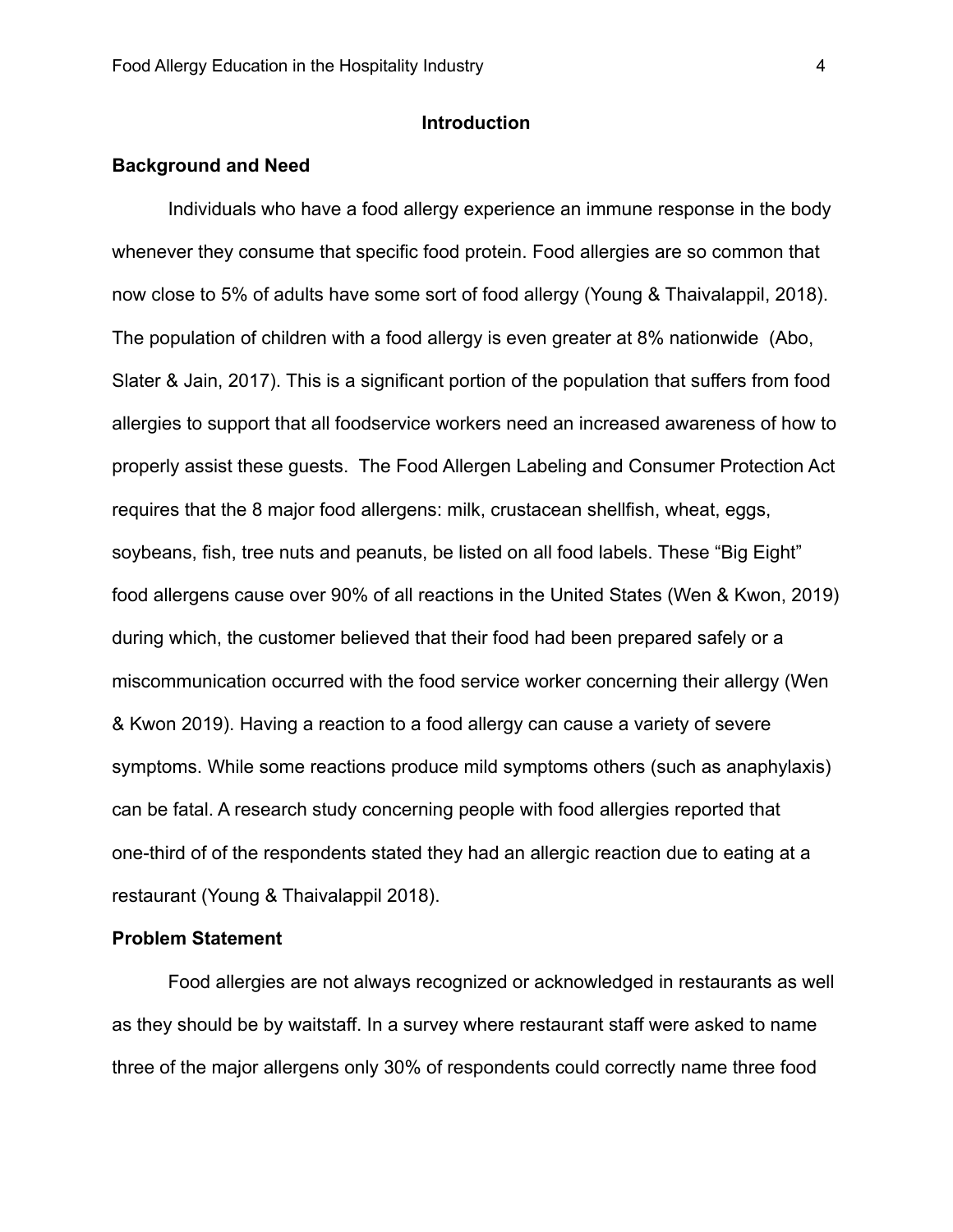# Introduction

## Background and Need

Individuals who have a food allergy experience an immune response in the body whenever they consume that specific food protein. Food allergies are so common that now close to 5% of adults have some sort of food allergy (Young & Thaivalappil, 2018). The population of children with a food allergy is even greater at 8% nationwide (Abo, Slater & Jain, 2017). This is a significant portion of the population that suffers from food allergies to support that all foodservice workers need an increased awareness of how to properly assist these guests. The Food Allergen Labeling and Consumer Protection Act requires that the 8 major food allergens: milk, crustacean shellfish, wheat, eggs, soybeans, fish, tree nuts and peanuts, be listed on all food labels. These "Big Eight" food allergens cause over 90% of all reactions in the United States (Wen & Kwon, 2019) during which, the customer believed that their food had been prepared safely or a miscommunication occurred with the food service worker concerning their allergy (Wen & Kwon 2019). Having a reaction to a food allergy can cause a variety of severe symptoms. While some reactions produce mild symptoms others (such as anaphylaxis) can be fatal. A research study concerning people with food allergies reported that one-third of of the respondents stated they had an allergic reaction due to eating at a restaurant (Young & Thaivalappil 2018).

## Problem Statement

Food allergies are not always recognized or acknowledged in restaurants as well as they should be by waitstaff. In a survey where restaurant staff were asked to name three of the major allergens only 30% of respondents could correctly name three food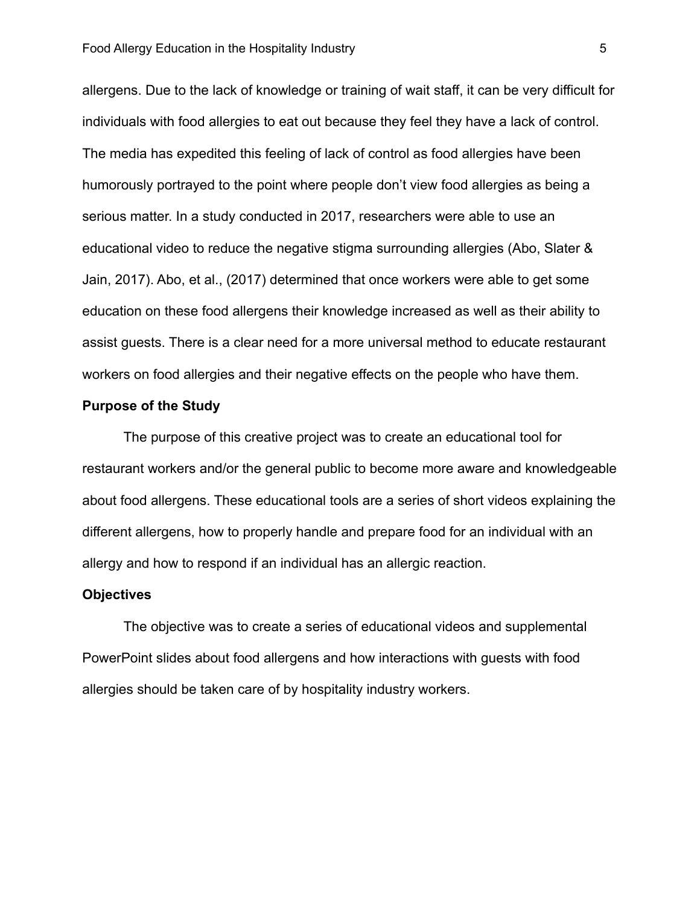allergens. Due to the lack of knowledge or training of wait staff, it can be very difficult for individuals with food allergies to eat out because they feel they have a lack of control. The media has expedited this feeling of lack of control as food allergies have been humorously portrayed to the point where people don't view food allergies as being a serious matter. In a study conducted in 2017, researchers were able to use an educational video to reduce the negative stigma surrounding allergies (Abo, Slater & Jain, 2017). Abo, et al., (2017) determined that once workers were able to get some education on these food allergens their knowledge increased as well as their ability to assist guests. There is a clear need for a more universal method to educate restaurant workers on food allergies and their negative effects on the people who have them.

## Purpose of the Study

The purpose of this creative project was to create an educational tool for restaurant workers and/or the general public to become more aware and knowledgeable about food allergens. These educational tools are a series of short videos explaining the different allergens, how to properly handle and prepare food for an individual with an allergy and how to respond if an individual has an allergic reaction.

## Objectives

The objective was to create a series of educational videos and supplemental PowerPoint slides about food allergens and how interactions with guests with food allergies should be taken care of by hospitality industry workers.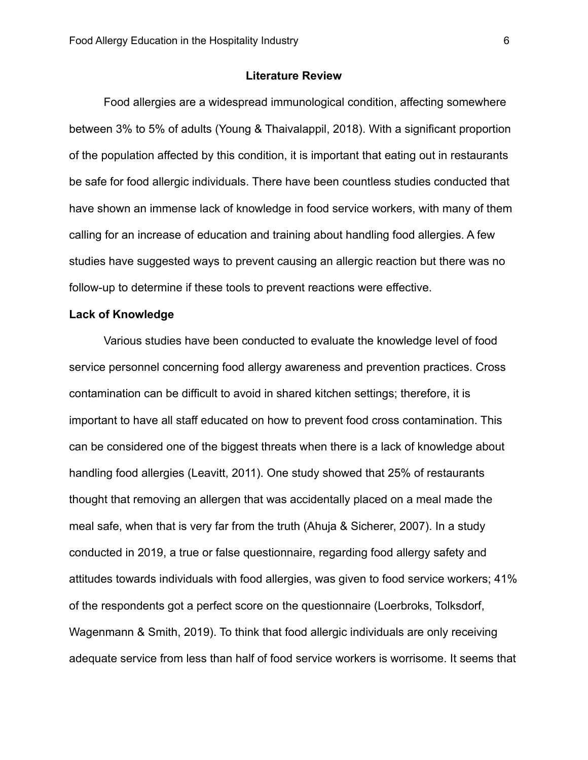## Literature Review

Food allergies are a widespread immunological condition, affecting somewhere between 3% to 5% of adults (Young & Thaivalappil, 2018). With a significant proportion of the population affected by this condition, it is important that eating out in restaurants be safe for food allergic individuals. There have been countless studies conducted that have shown an immense lack of knowledge in food service workers, with many of them calling for an increase of education and training about handling food allergies. A few studies have suggested ways to prevent causing an allergic reaction but there was no follow-up to determine if these tools to prevent reactions were effective.

### Lack of Knowledge

Various studies have been conducted to evaluate the knowledge level of food service personnel concerning food allergy awareness and prevention practices. Cross contamination can be difficult to avoid in shared kitchen settings; therefore, it is important to have all staff educated on how to prevent food cross contamination. This can be considered one of the biggest threats when there is a lack of knowledge about handling food allergies (Leavitt, 2011). One study showed that 25% of restaurants thought that removing an allergen that was accidentally placed on a meal made the meal safe, when that is very far from the truth (Ahuja & Sicherer, 2007). In a study conducted in 2019, a true or false questionnaire, regarding food allergy safety and attitudes towards individuals with food allergies, was given to food service workers; 41% of the respondents got a perfect score on the questionnaire (Loerbroks, Tolksdorf, Wagenmann & Smith, 2019). To think that food allergic individuals are only receiving adequate service from less than half of food service workers is worrisome. It seems that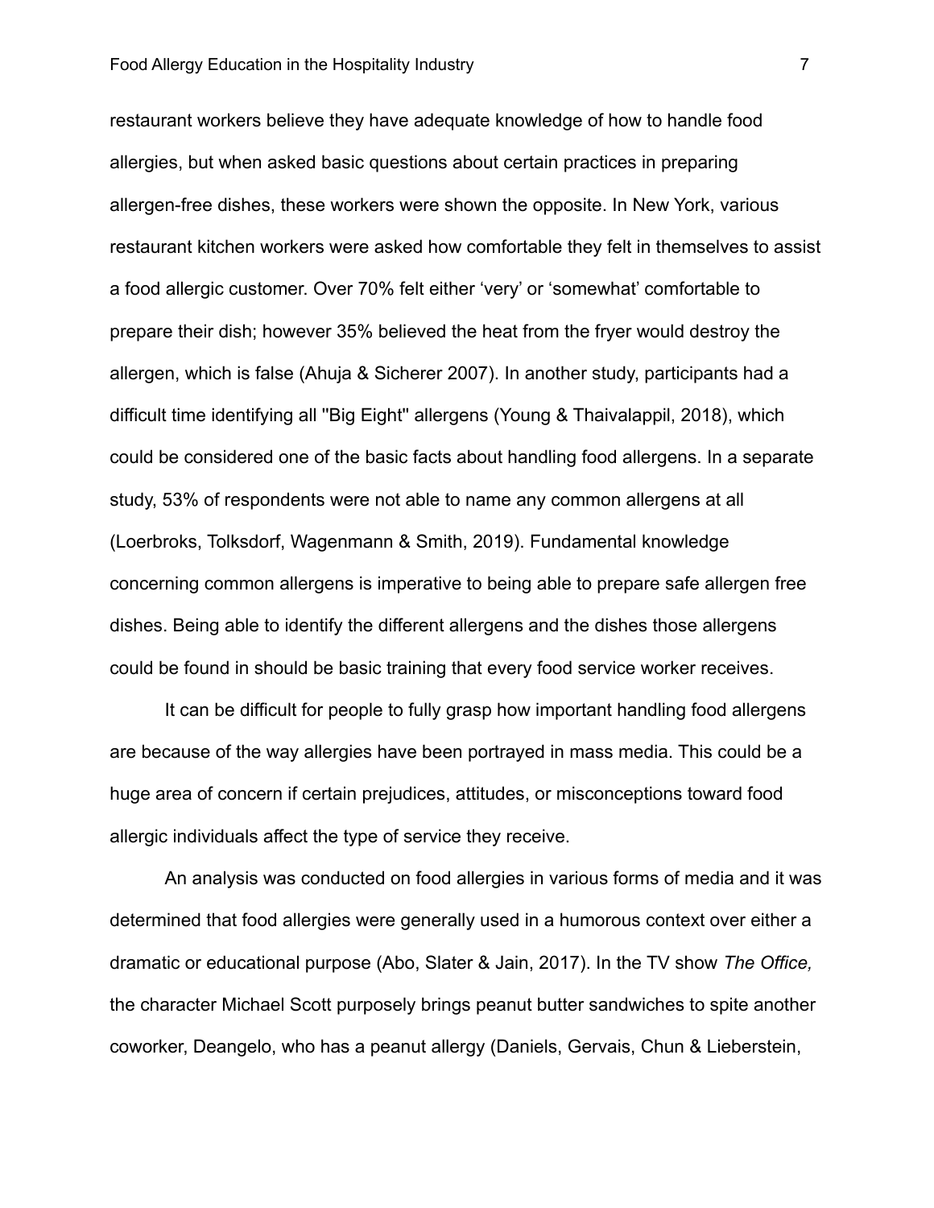restaurant workers believe they have adequate knowledge of how to handle food allergies, but when asked basic questions about certain practices in preparing allergen-free dishes, these workers were shown the opposite. In New York, various restaurant kitchen workers were asked how comfortable they felt in themselves to assist a food allergic customer. Over 70% felt either 'very' or 'somewhat' comfortable to prepare their dish; however 35% believed the heat from the fryer would destroy the allergen, which is false (Ahuja & Sicherer 2007). In another study, participants had a difficult time identifying all "Big Eight" allergens (Young & Thaivalappil, 2018), which could be considered one of the basic facts about handling food allergens. In a separate study, 53% of respondents were not able to name any common allergens at all (Loerbroks, Tolksdorf, Wagenmann & Smith, 2019). Fundamental knowledge concerning common allergens is imperative to being able to prepare safe allergen free dishes. Being able to identify the different allergens and the dishes those allergens could be found in should be basic training that every food service worker receives.

It can be difficult for people to fully grasp how important handling food allergens are because of the way allergies have been portrayed in mass media. This could be a huge area of concern if certain prejudices, attitudes, or misconceptions toward food allergic individuals affect the type of service they receive.

An analysis was conducted on food allergies in various forms of media and it was determined that food allergies were generally used in a humorous context over either a dramatic or educational purpose (Abo, Slater & Jain, 2017). In the TV show *The Office,* the character Michael Scott purposely brings peanut butter sandwiches to spite another coworker, Deangelo, who has a peanut allergy (Daniels, Gervais, Chun & Lieberstein,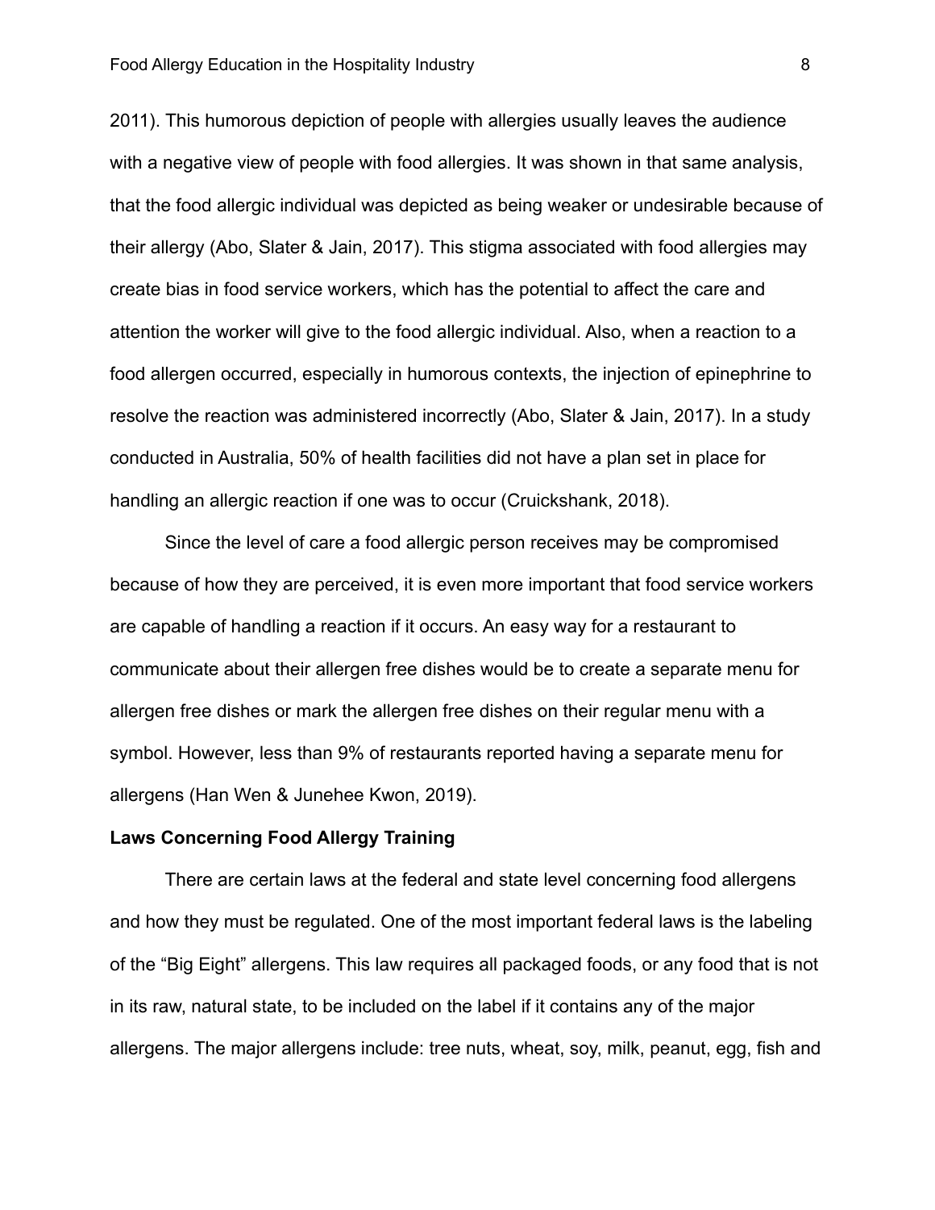2011). This humorous depiction of people with allergies usually leaves the audience with a negative view of people with food allergies. It was shown in that same analysis, that the food allergic individual was depicted as being weaker or undesirable because of their allergy (Abo, Slater & Jain, 2017). This stigma associated with food allergies may create bias in food service workers, which has the potential to affect the care and attention the worker will give to the food allergic individual. Also, when a reaction to a food allergen occurred, especially in humorous contexts, the injection of epinephrine to resolve the reaction was administered incorrectly (Abo, Slater & Jain, 2017). In a study conducted in Australia, 50% of health facilities did not have a plan set in place for handling an allergic reaction if one was to occur (Cruickshank, 2018).

Since the level of care a food allergic person receives may be compromised because of how they are perceived, it is even more important that food service workers are capable of handling a reaction if it occurs. An easy way for a restaurant to communicate about their allergen free dishes would be to create a separate menu for allergen free dishes or mark the allergen free dishes on their regular menu with a symbol. However, less than 9% of restaurants reported having a separate menu for allergens (Han Wen & Junehee Kwon, 2019).

**Laws Concerning Food Allergy Training**

There are certain laws at the federal and state level concerning food allergens and how they must be regulated. One of the most important federal laws is the labeling of the "Big Eight" allergens. This law requires all packaged foods, or any food that is not in its raw, natural state, to be included on the label if it contains any of the major allergens. The major allergens include: tree nuts, wheat, soy, milk, peanut, egg, fish and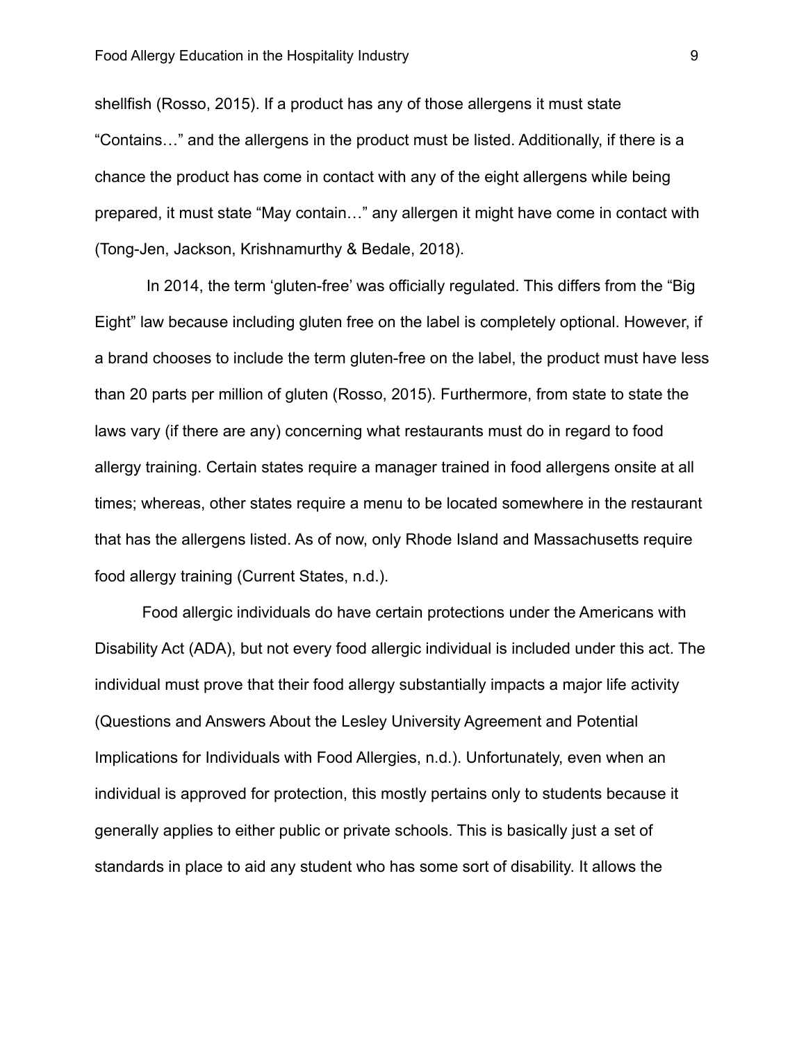shellfish (Rosso, 2015). If a product has any of those allergens it must state "Contains…" and the allergens in the product must be listed. Additionally, if there is a chance the product has come in contact with any of the eight allergens while being prepared, it must state "May contain…" any allergen it might have come in contact with (Tong-Jen, Jackson, Krishnamurthy & Bedale, 2018).

In 2014, the term 'gluten-free' was officially regulated. This differs from the "Big Eight" law because including gluten free on the label is completely optional. However, if a brand chooses to include the term gluten-free on the label, the product must have less than 20 parts per million of gluten (Rosso, 2015). Furthermore, from state to state the laws vary (if there are any) concerning what restaurants must do in regard to food allergy training. Certain states require a manager trained in food allergens onsite at all times; whereas, other states require a menu to be located somewhere in the restaurant that has the allergens listed. As of now, only Rhode Island and Massachusetts require food allergy training (Current States, n.d.).

Food allergic individuals do have certain protections under the Americans with Disability Act (ADA), but not every food allergic individual is included under this act. The individual must prove that their food allergy substantially impacts a major life activity (Questions and Answers About the Lesley University Agreement and Potential Implications for Individuals with Food Allergies, n.d.). Unfortunately, even when an individual is approved for protection, this mostly pertains only to students because it generally applies to either public or private schools. This is basically just a set of standards in place to aid any student who has some sort of disability. It allows the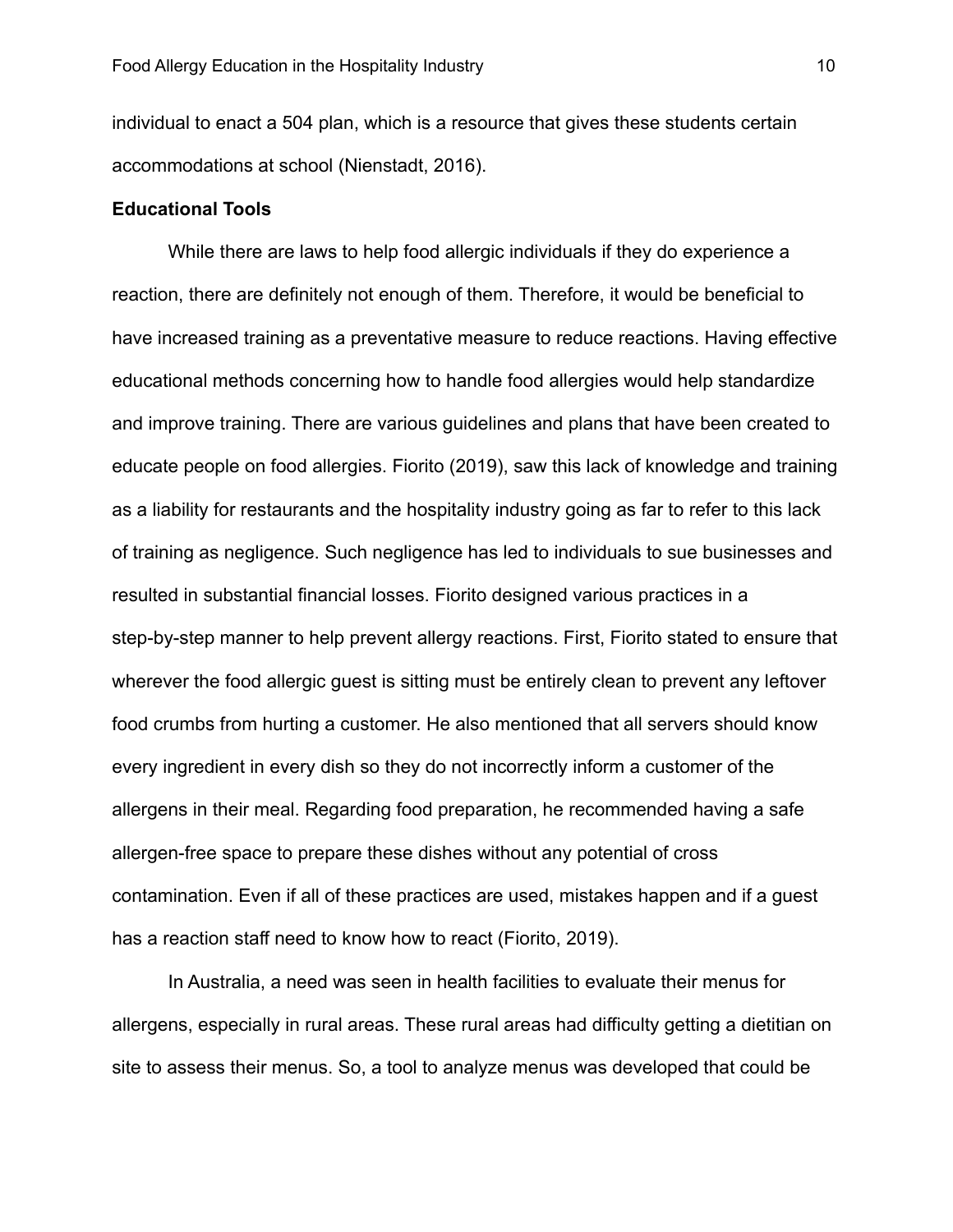individual to enact a 504 plan, which is a resource that gives these students certain accommodations at school (Nienstadt, 2016).

**Educational Tools**

While there are laws to help food allergic individuals if they do experience a reaction, there are definitely not enough of them. Therefore, it would be beneficial to have increased training as a preventative measure to reduce reactions. Having effective educational methods concerning how to handle food allergies would help standardize and improve training. There are various guidelines and plans that have been created to educate people on food allergies. Fiorito (2019), saw this lack of knowledge and training as a liability for restaurants and the hospitality industry going as far to refer to this lack of training as negligence. Such negligence has led to individuals to sue businesses and resulted in substantial financial losses. Fiorito designed various practices in a step-by-step manner to help prevent allergy reactions. First, Fiorito stated to ensure that wherever the food allergic guest is sitting must be entirely clean to prevent any leftover food crumbs from hurting a customer. He also mentioned that all servers should know every ingredient in every dish so they do not incorrectly inform a customer of the allergens in their meal. Regarding food preparation, he recommended having a safe allergen-free space to prepare these dishes without any potential of cross contamination. Even if all of these practices are used, mistakes happen and if a guest has a reaction staff need to know how to react (Fiorito, 2019).

In Australia, a need was seen in health facilities to evaluate their menus for allergens, especially in rural areas. These rural areas had difficulty getting a dietitian on site to assess their menus. So, a tool to analyze menus was developed that could be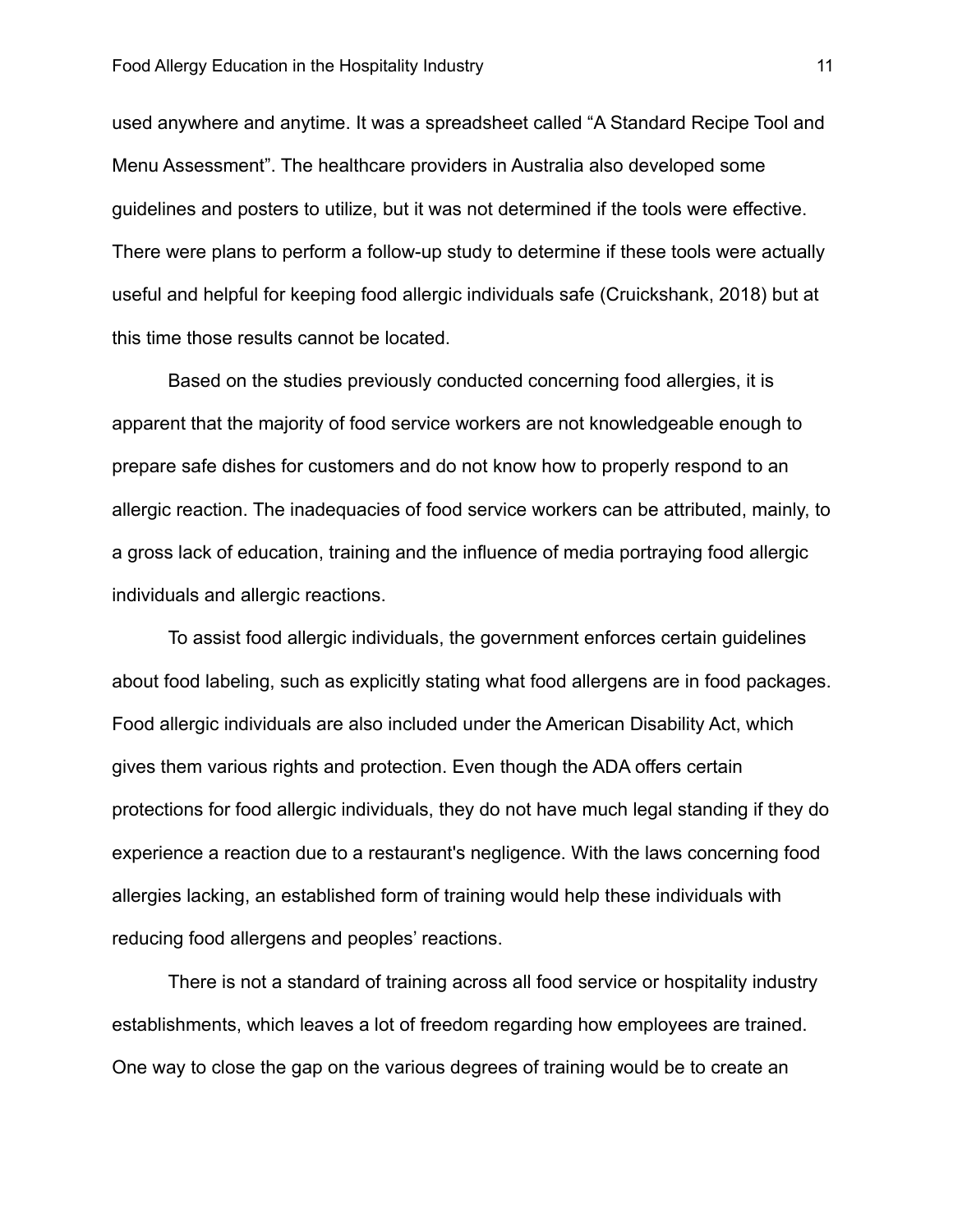used anywhere and anytime. It was a spreadsheet called "A Standard Recipe Tool and Menu Assessment". The healthcare providers in Australia also developed some guidelines and posters to utilize, but it was not determined if the tools were effective. There were plans to perform a follow-up study to determine if these tools were actually useful and helpful for keeping food allergic individuals safe (Cruickshank, 2018) but at this time those results cannot be located.

Based on the studies previously conducted concerning food allergies, it is apparent that the majority of food service workers are not knowledgeable enough to prepare safe dishes for customers and do not know how to properly respond to an allergic reaction. The inadequacies of food service workers can be attributed, mainly, to a gross lack of education, training and the influence of media portraying food allergic individuals and allergic reactions.

To assist food allergic individuals, the government enforces certain guidelines about food labeling, such as explicitly stating what food allergens are in food packages. Food allergic individuals are also included under the American Disability Act, which gives them various rights and protection. Even though the ADA offers certain protections for food allergic individuals, they do not have much legal standing if they do experience a reaction due to a restaurant's negligence. With the laws concerning food allergies lacking, an established form of training would help these individuals with reducing food allergens and peoples' reactions.

There is not a standard of training across all food service or hospitality industry establishments, which leaves a lot of freedom regarding how employees are trained. One way to close the gap on the various degrees of training would be to create an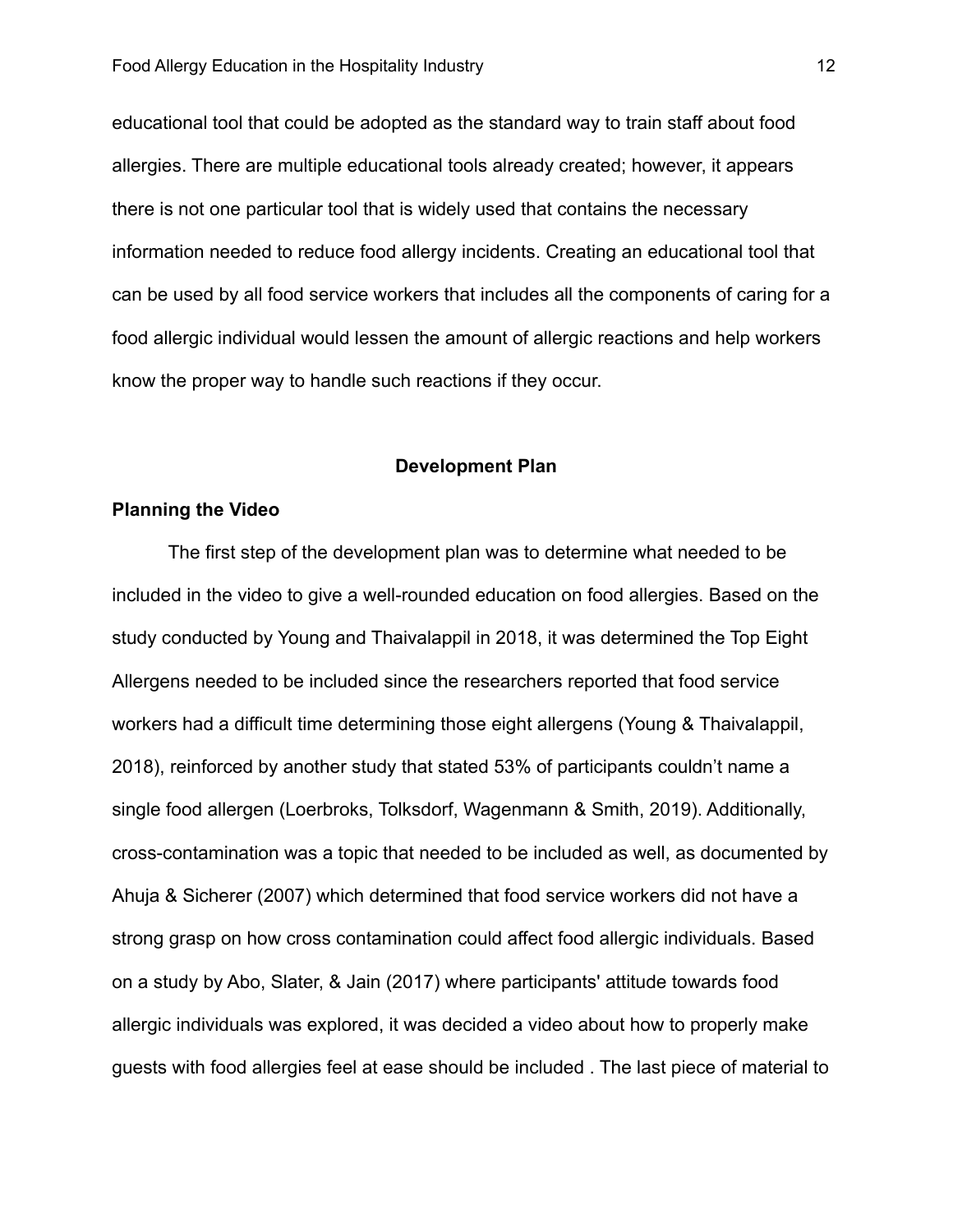educational tool that could be adopted as the standard way to train staff about food allergies. There are multiple educational tools already created; however, it appears there is not one particular tool that is widely used that contains the necessary information needed to reduce food allergy incidents. Creating an educational tool that can be used by all food service workers that includes all the components of caring for a food allergic individual would lessen the amount of allergic reactions and help workers know the proper way to handle such reactions if they occur.

## Development Plan

### Planning the Video

The first step of the development plan was to determine what needed to be included in the video to give a well-rounded education on food allergies. Based on the study conducted by Young and Thaivalappil in 2018, it was determined the Top Eight Allergens needed to be included since the researchers reported that food service workers had a difficult time determining those eight allergens (Young & Thaivalappil, 2018), reinforced by another study that stated 53% of participants couldn't name a single food allergen (Loerbroks, Tolksdorf, Wagenmann & Smith, 2019). Additionally, cross-contamination was a topic that needed to be included as well, as documented by Ahuja & Sicherer (2007) which determined that food service workers did not have a strong grasp on how cross contamination could affect food allergic individuals. Based on a study by Abo, Slater, & Jain (2017) where participants' attitude towards food allergic individuals was explored, it was decided a video about how to properly make guests with food allergies feel at ease should be included . The last piece of material to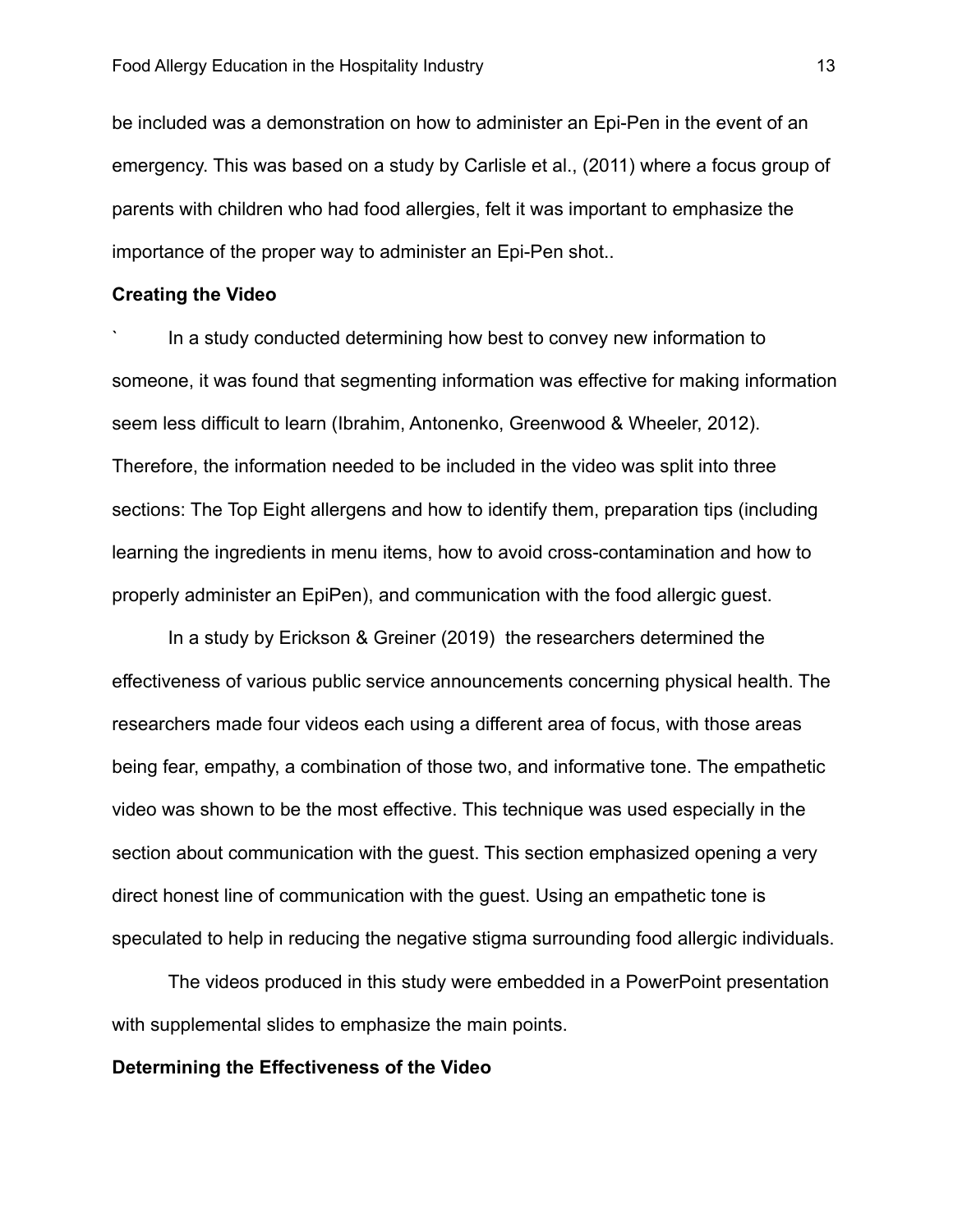be included was a demonstration on how to administer an Epi-Pen in the event of an emergency. This was based on a study by Carlisle et al., (2011) where a focus group of parents with children who had food allergies, felt it was important to emphasize the importance of the proper way to administer an Epi-Pen shot..

**Creating the Video**

` In a study conducted determining how best to convey new information to someone, it was found that segmenting information was effective for making information seem less difficult to learn (Ibrahim, Antonenko, Greenwood & Wheeler, 2012). Therefore, the information needed to be included in the video was split into three sections: The Top Eight allergens and how to identify them, preparation tips (including learning the ingredients in menu items, how to avoid cross-contamination and how to properly administer an EpiPen), and communication with the food allergic guest.

In a study by Erickson & Greiner (2019) the researchers determined the effectiveness of various public service announcements concerning physical health. The researchers made four videos each using a different area of focus, with those areas being fear, empathy, a combination of those two, and informative tone. The empathetic video was shown to be the most effective. This technique was used especially in the section about communication with the guest. This section emphasized opening a very direct honest line of communication with the guest. Using an empathetic tone is speculated to help in reducing the negative stigma surrounding food allergic individuals.

The videos produced in this study were embedded in a PowerPoint presentation with supplemental slides to emphasize the main points.

**Determining the Effectiveness of the Video**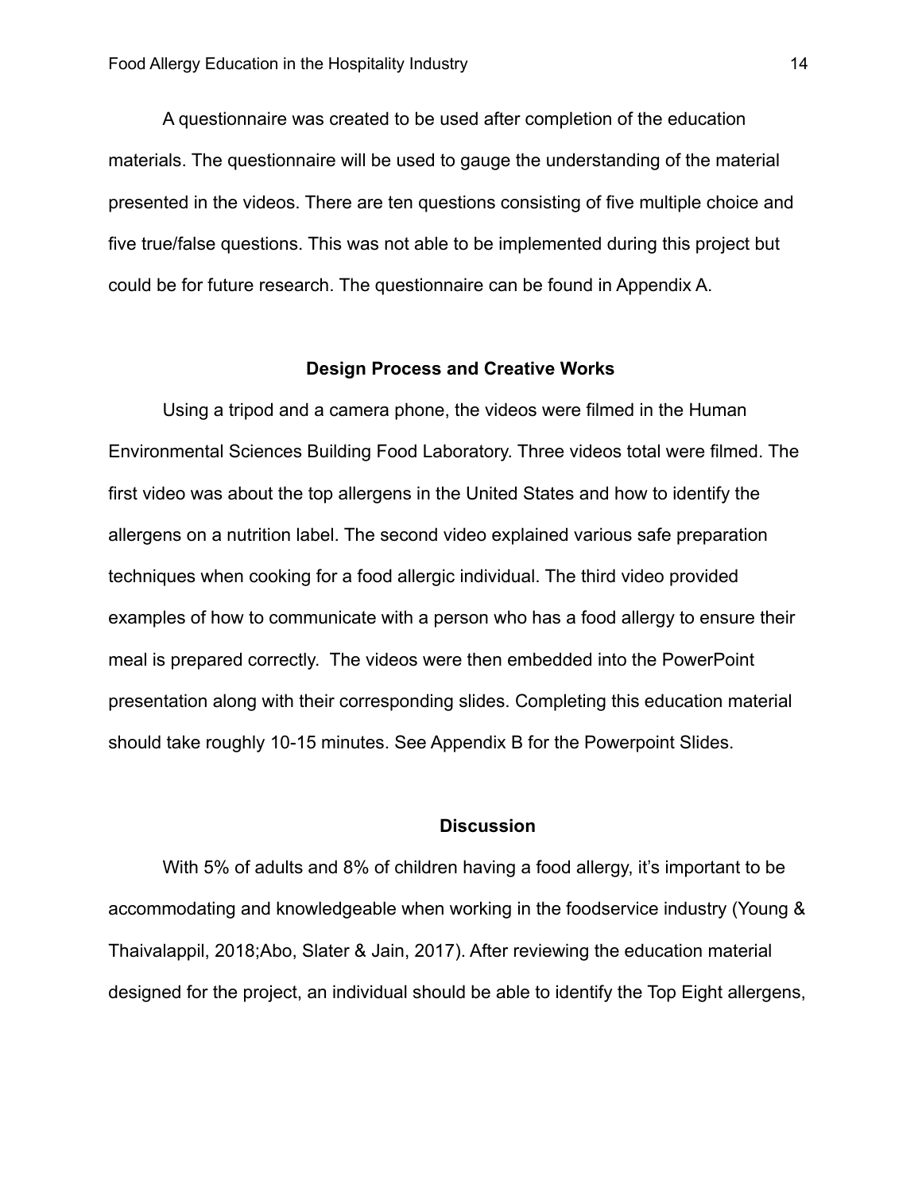A questionnaire was created to be used after completion of the education materials. The questionnaire will be used to gauge the understanding of the material presented in the videos. There are ten questions consisting of five multiple choice and five true/false questions. This was not able to be implemented during this project but could be for future research. The questionnaire can be found in Appendix A.

## Design Process and Creative Works

Using a tripod and a camera phone, the videos were filmed in the Human Environmental Sciences Building Food Laboratory. Three videos total were filmed. The first video was about the top allergens in the United States and how to identify the allergens on a nutrition label. The second video explained various safe preparation techniques when cooking for a food allergic individual. The third video provided examples of how to communicate with a person who has a food allergy to ensure their meal is prepared correctly.  The videos were then embedded into the PowerPoint presentation along with their corresponding slides. Completing this education material should take roughly 10-15 minutes. See Appendix B for the Powerpoint Slides.

## Discussion

With 5% of adults and 8% of children having a food allergy, it's important to be accommodating and knowledgeable when working in the foodservice industry (Young & Thaivalappil, 2018;Abo, Slater & Jain, 2017). After reviewing the education material designed for the project, an individual should be able to identify the Top Eight allergens,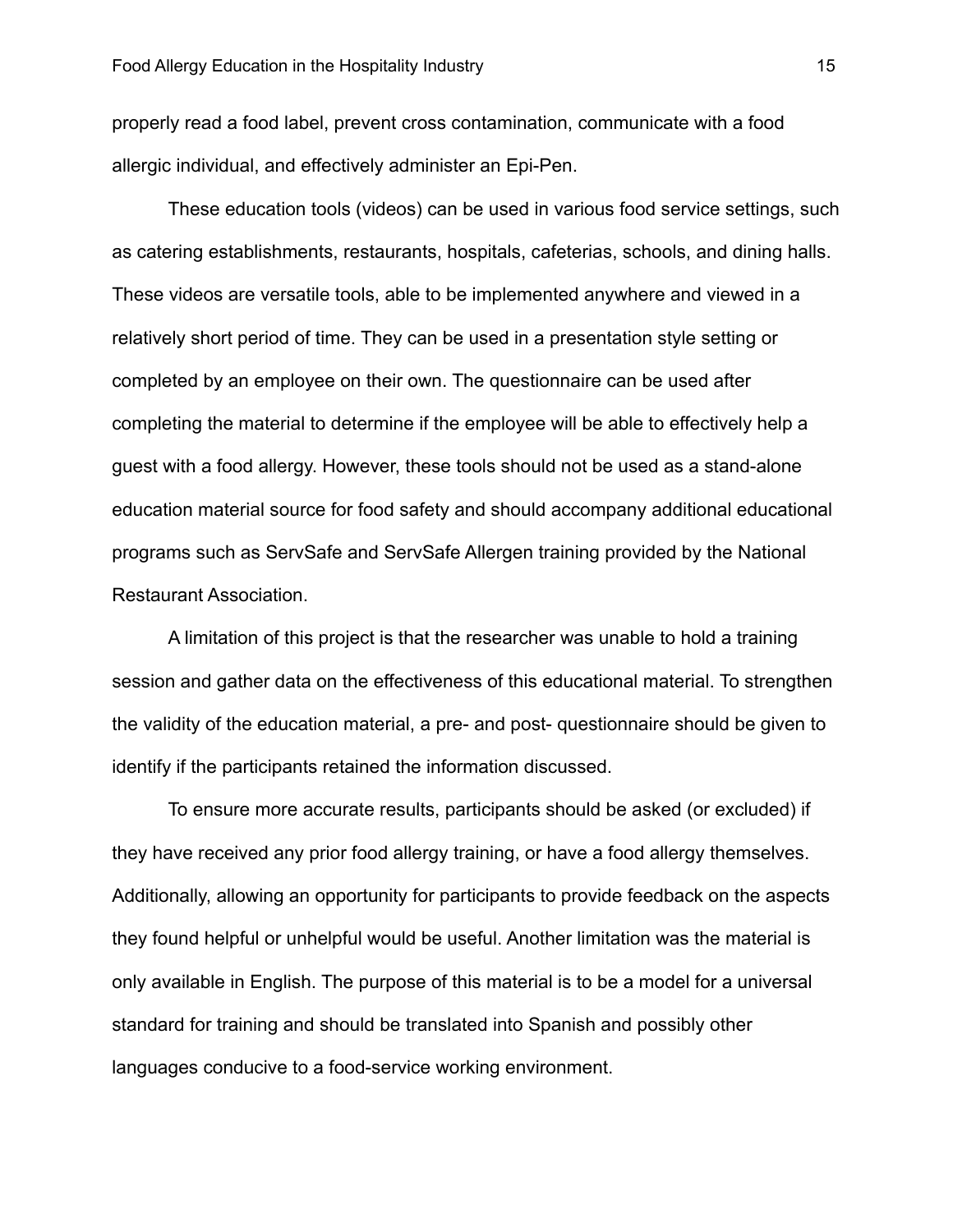properly read a food label, prevent cross contamination, communicate with a food allergic individual, and effectively administer an Epi-Pen.

These education tools (videos) can be used in various food service settings, such as catering establishments, restaurants, hospitals, cafeterias, schools, and dining halls. These videos are versatile tools, able to be implemented anywhere and viewed in a relatively short period of time. They can be used in a presentation style setting or completed by an employee on their own. The questionnaire can be used after completing the material to determine if the employee will be able to effectively help a guest with a food allergy. However, these tools should not be used as a stand-alone education material source for food safety and should accompany additional educational programs such as ServSafe and ServSafe Allergen training provided by the National Restaurant Association.

A limitation of this project is that the researcher was unable to hold a training session and gather data on the effectiveness of this educational material. To strengthen the validity of the education material, a pre- and post- questionnaire should be given to identify if the participants retained the information discussed.

To ensure more accurate results, participants should be asked (or excluded) if they have received any prior food allergy training, or have a food allergy themselves. Additionally, allowing an opportunity for participants to provide feedback on the aspects they found helpful or unhelpful would be useful. Another limitation was the material is only available in English. The purpose of this material is to be a model for a universal standard for training and should be translated into Spanish and possibly other languages conducive to a food-service working environment.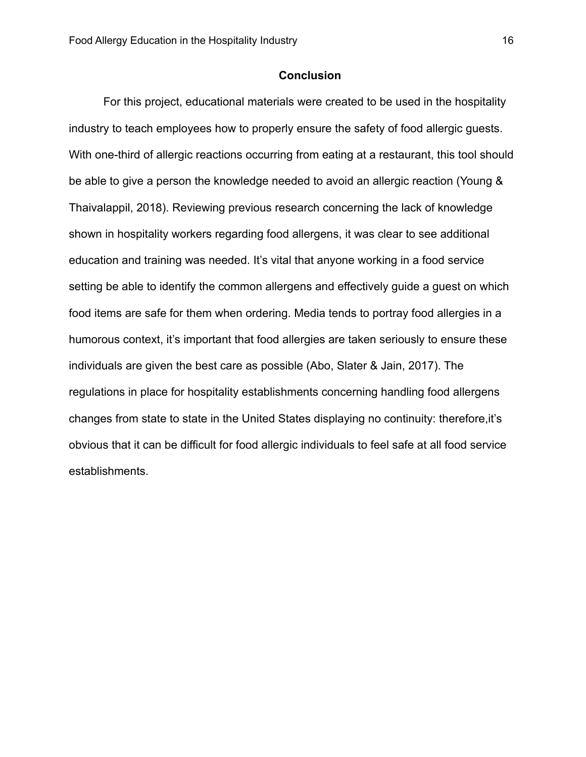## Conclusion

For this project, educational materials were created to be used in the hospitality industry to teach employees how to properly ensure the safety of food allergic guests. With one-third of allergic reactions occurring from eating at a restaurant, this tool should be able to give a person the knowledge needed to avoid an allergic reaction (Young & Thaivalappil, 2018). Reviewing previous research concerning the lack of knowledge shown in hospitality workers regarding food allergens, it was clear to see additional education and training was needed. It's vital that anyone working in a food service setting be able to identify the common allergens and effectively guide a guest on which food items are safe for them when ordering. Media tends to portray food allergies in a humorous context, it's important that food allergies are taken seriously to ensure these individuals are given the best care as possible (Abo, Slater & Jain, 2017). The regulations in place for hospitality establishments concerning handling food allergens changes from state to state in the United States displaying no continuity: therefore,it's obvious that it can be difficult for food allergic individuals to feel safe at all food service establishments.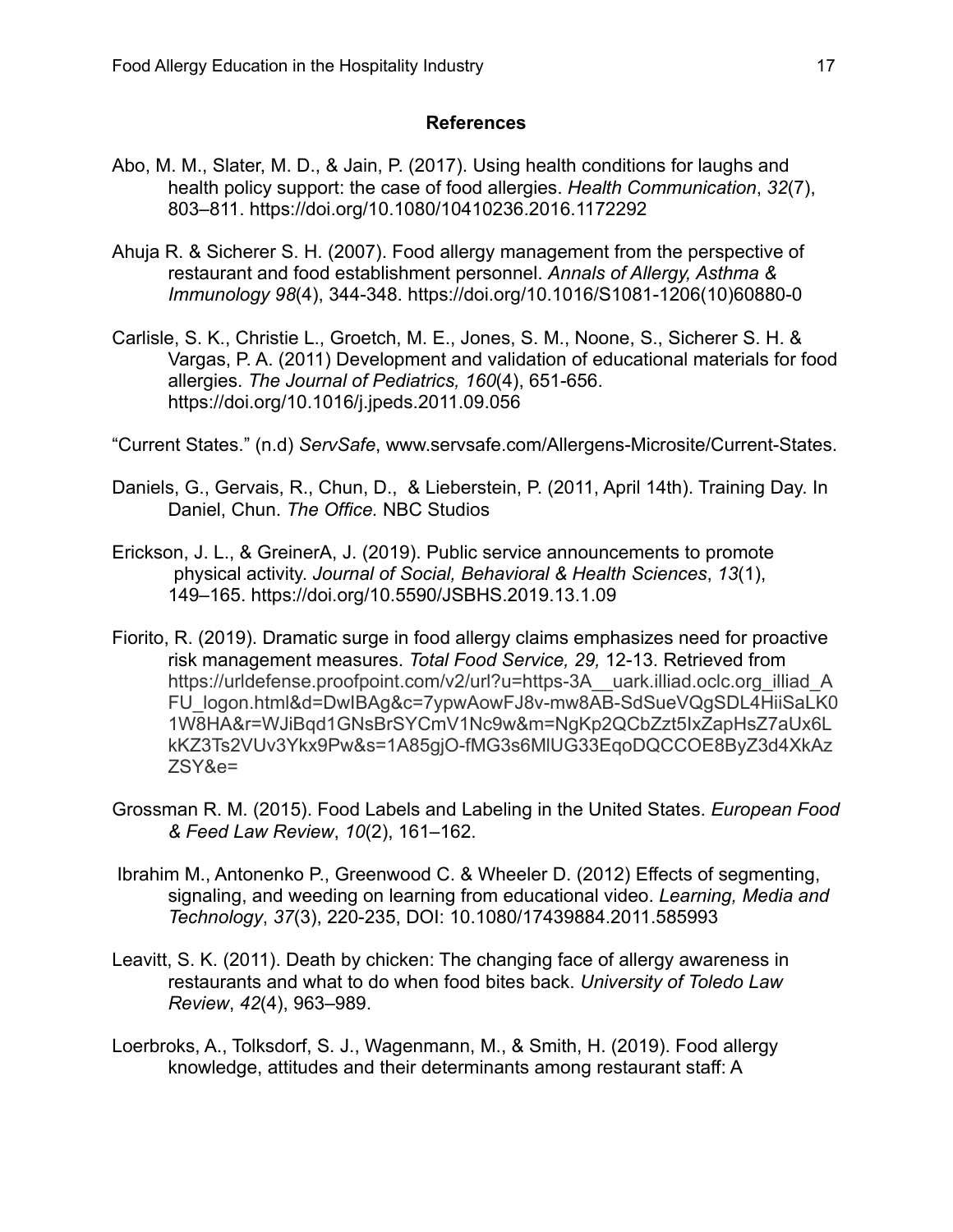## References

Abo, M. M., Slater, M. D., & Jain, P. (2017). Using health conditions for laughs and health policy support: the case of food allergies. *Health Communication*, *32*(7), 803–811. https://doi.org/10.1080/10410236.2016.1172292

Ahuja R. & Sicherer S. H. (2007). Food allergy management from the perspective of restaurant and food establishment personnel. *Annals of Allergy, Asthma & Immunology 98*(4), 344-348. https://doi.org/10.1016/S1081-1206(10)60880-0

Carlisle, S. K., Christie L., Groetch, M. E., Jones, S. M., Noone, S., Sicherer S. H. & Vargas, P. A. (2011) Development and validation of educational materials for food allergies. *The Journal of Pediatrics, 160*(4), 651-656. https://doi.org/10.1016/j.jpeds.2011.09.056

"Current States." (n.d) *ServSafe*, www.servsafe.com/Allergens-Microsite/Current-States.

Daniels, G., Gervais, R., Chun, D., & Lieberstein, P. (2011, April 14th). Training Day. In Daniel, Chun. *The Office.* NBC Studios

Erickson, J. L., & GreinerA, J. (2019). Public service announcements to promote physical activity. *Journal of Social, Behavioral & Health Sciences*, *13*(1), 149–165. https://doi.org/10.5590/JSBHS.2019.13.1.09

Fiorito, R. (2019). Dramatic surge in food allergy claims emphasizes need for proactive risk management measures. *Total Food Service, 29,* 12-13. Retrieved from https://urldefense.proofpoint.com/v2/url?u=https-3A__uark.illiad.oclc.org_illiad_AFU_logon.html&d=DwIBAg&c=7ypwAowFJ8v-mw8AB-SdSueVQgSDL4HiiSaLK01W8HA&r=WJiBqd1GNsBrSYCmV1Nc9w&m=NgKp2QCbZzt5IxZapHsZ7aUx6LkKZ3Ts2VUv3Ykx9Pw&s=1A85gjO-fMG3s6MlUG33EqoDQCCOE8ByZ3d4XkAzZSY&e=

Grossman R. M. (2015). Food Labels and Labeling in the United States. *European Food & Feed Law Review*, *10*(2), 161–162.

Ibrahim M., Antonenko P., Greenwood C. & Wheeler D. (2012) Effects of segmenting, signaling, and weeding on learning from educational video. *Learning, Media and Technology*, *37*(3), 220-235, DOI: 10.1080/17439884.2011.585993

Leavitt, S. K. (2011). Death by chicken: The changing face of allergy awareness in restaurants and what to do when food bites back. *University of Toledo Law Review*, *42*(4), 963–989.

Loerbroks, A., Tolksdorf, S. J., Wagenmann, M., & Smith, H. (2019). Food allergy knowledge, attitudes and their determinants among restaurant staff: A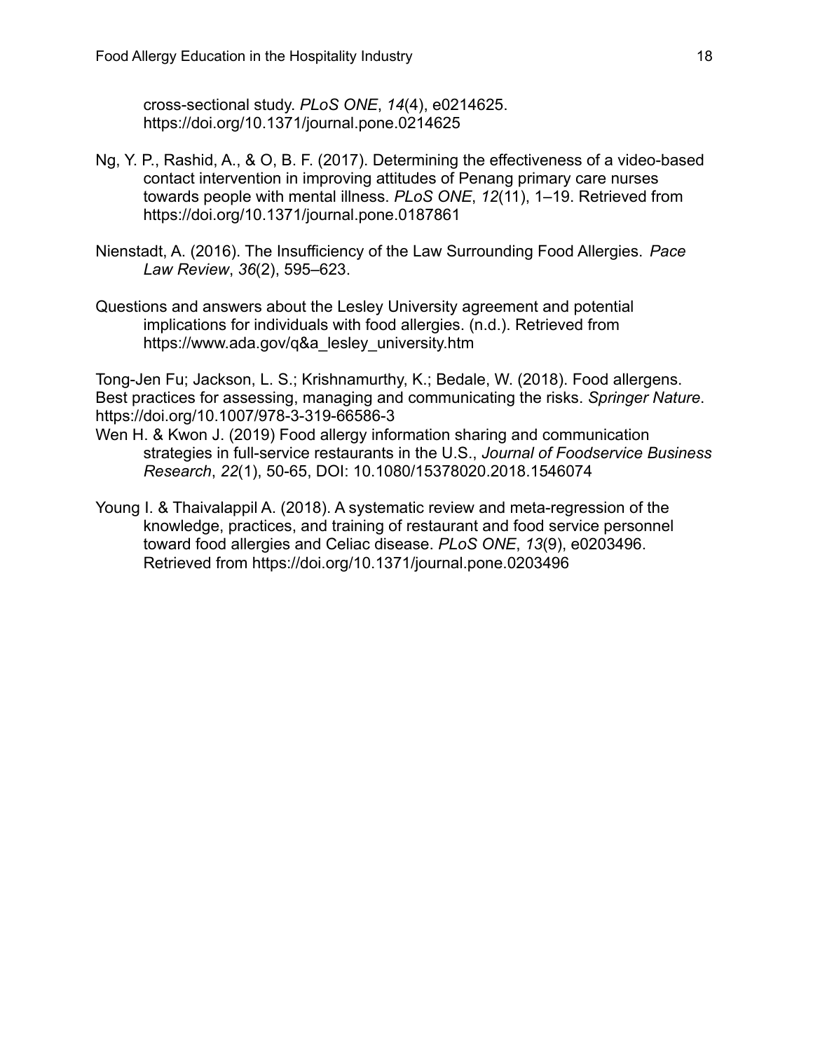cross-sectional study. *PLoS ONE*, *14*(4), e0214625. https://doi.org/10.1371/journal.pone.0214625

Ng, Y. P., Rashid, A., & O, B. F. (2017). Determining the effectiveness of a video-based contact intervention in improving attitudes of Penang primary care nurses towards people with mental illness. *PLoS ONE*, *12*(11), 1–19. Retrieved from https://doi.org/10.1371/journal.pone.0187861

Nienstadt, A. (2016). The Insufficiency of the Law Surrounding Food Allergies. *Pace Law Review*, *36*(2), 595–623.

Questions and answers about the Lesley University agreement and potential implications for individuals with food allergies. (n.d.). Retrieved from https://www.ada.gov/q&a_lesley_university.htm

Tong-Jen Fu; Jackson, L. S.; Krishnamurthy, K.; Bedale, W. (2018). Food allergens. Best practices for assessing, managing and communicating the risks. *Springer Nature*. https://doi.org/10.1007/978-3-319-66586-3

Wen H. & Kwon J. (2019) Food allergy information sharing and communication strategies in full-service restaurants in the U.S., *Journal of Foodservice Business Research*, *22*(1), 50-65, DOI: 10.1080/15378020.2018.1546074

Young I. & Thaivalappil A. (2018). A systematic review and meta-regression of the knowledge, practices, and training of restaurant and food service personnel toward food allergies and Celiac disease. *PLoS ONE*, *13*(9), e0203496. Retrieved from https://doi.org/10.1371/journal.pone.0203496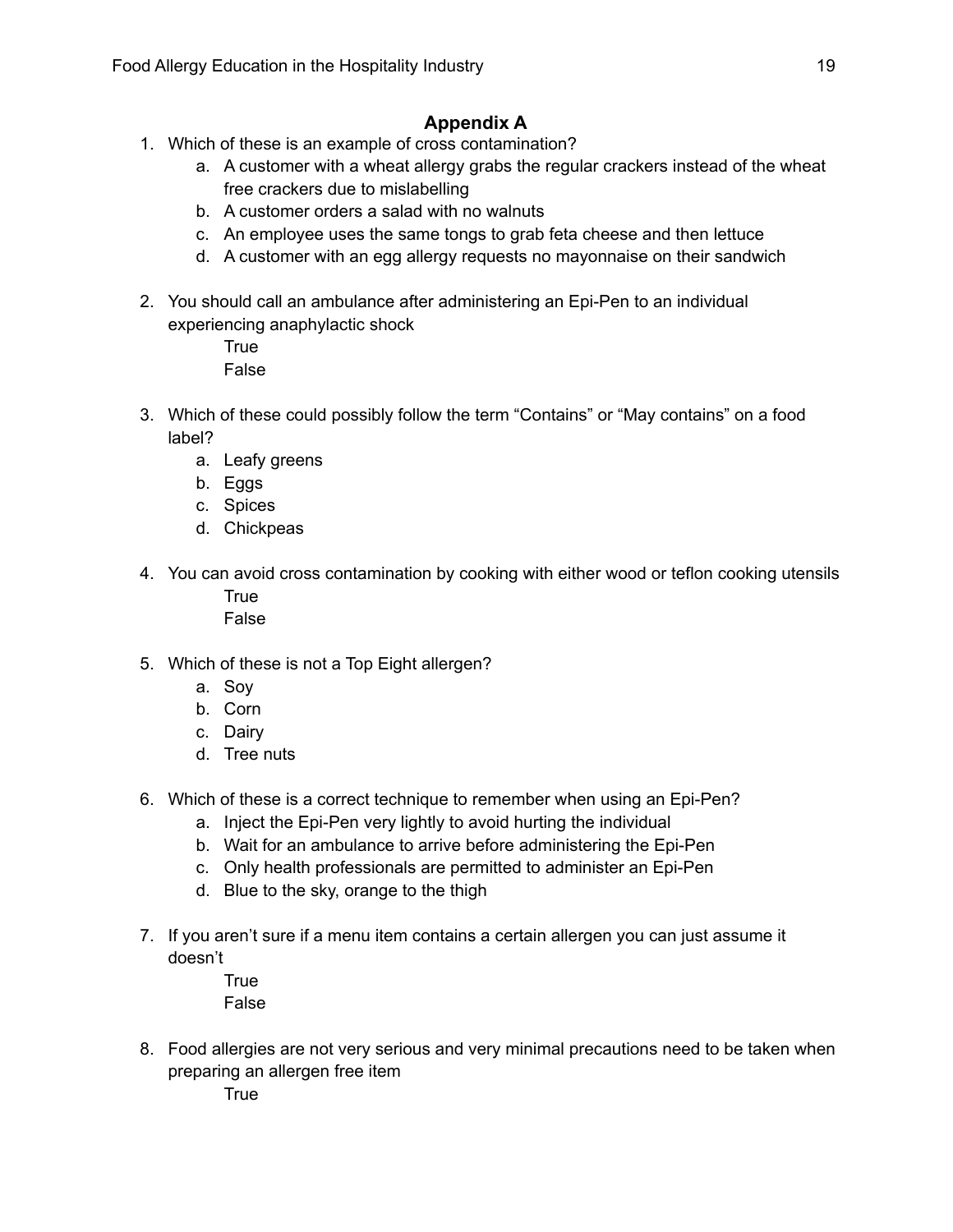## Appendix A

1. Which of these is an example of cross contamination?
    a. A customer with a wheat allergy grabs the regular crackers instead of the wheat free crackers due to mislabelling
    b. A customer orders a salad with no walnuts
    c. An employee uses the same tongs to grab feta cheese and then lettuce
    d. A customer with an egg allergy requests no mayonnaise on their sandwich

2. You should call an ambulance after administering an Epi-Pen to an individual experiencing anaphylactic shock
    True
    False

3. Which of these could possibly follow the term "Contains" or "May contains" on a food label?
    a. Leafy greens
    b. Eggs
    c. Spices
    d. Chickpeas

4. You can avoid cross contamination by cooking with either wood or teflon cooking utensils
    True
    False

5. Which of these is not a Top Eight allergen?
    a. Soy
    b. Corn
    c. Dairy
    d. Tree nuts

6. Which of these is a correct technique to remember when using an Epi-Pen?
    a. Inject the Epi-Pen very lightly to avoid hurting the individual
    b. Wait for an ambulance to arrive before administering the Epi-Pen
    c. Only health professionals are permitted to administer an Epi-Pen
    d. Blue to the sky, orange to the thigh

7. If you aren't sure if a menu item contains a certain allergen you can just assume it doesn't
    True
    False

8. Food allergies are not very serious and very minimal precautions need to be taken when preparing an allergen free item
    True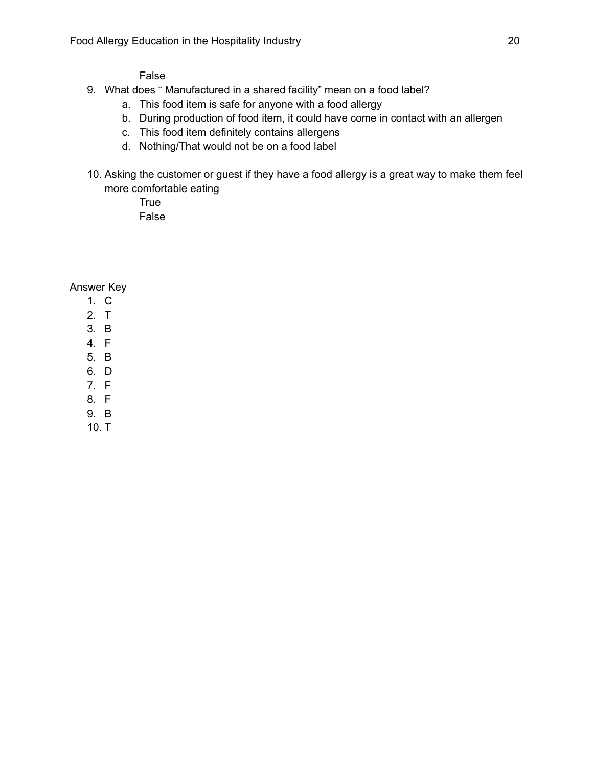False

9. What does " Manufactured in a shared facility" mean on a food label?
    a. This food item is safe for anyone with a food allergy
    b. During production of food item, it could have come in contact with an allergen
    c. This food item definitely contains allergens
    d. Nothing/That would not be on a food label

10. Asking the customer or guest if they have a food allergy is a great way to make them feel more comfortable eating

    True

    False

Answer Key

1. C
2. T
3. B
4. F
5. B
6. D
7. F
8. F
9. B
10. T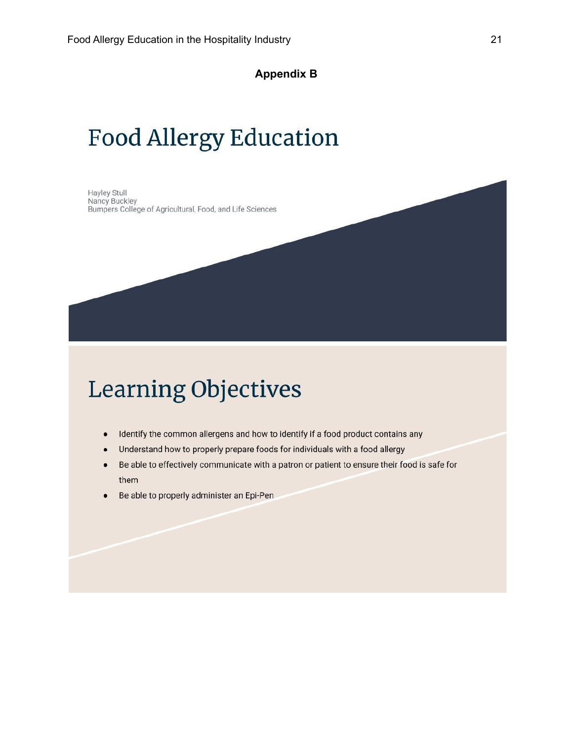**Appendix B**

# Food Allergy Education

Hayley Stull
Nancy Buckley
Bumpers College of Agricultural, Food, and Life Sciences

# Learning Objectives

- Identify the common allergens and how to identify if a food product contains any
- Understand how to properly prepare foods for individuals with a food allergy
- Be able to effectively communicate with a patron or patient to ensure their food is safe for them
- Be able to properly administer an Epi-Pen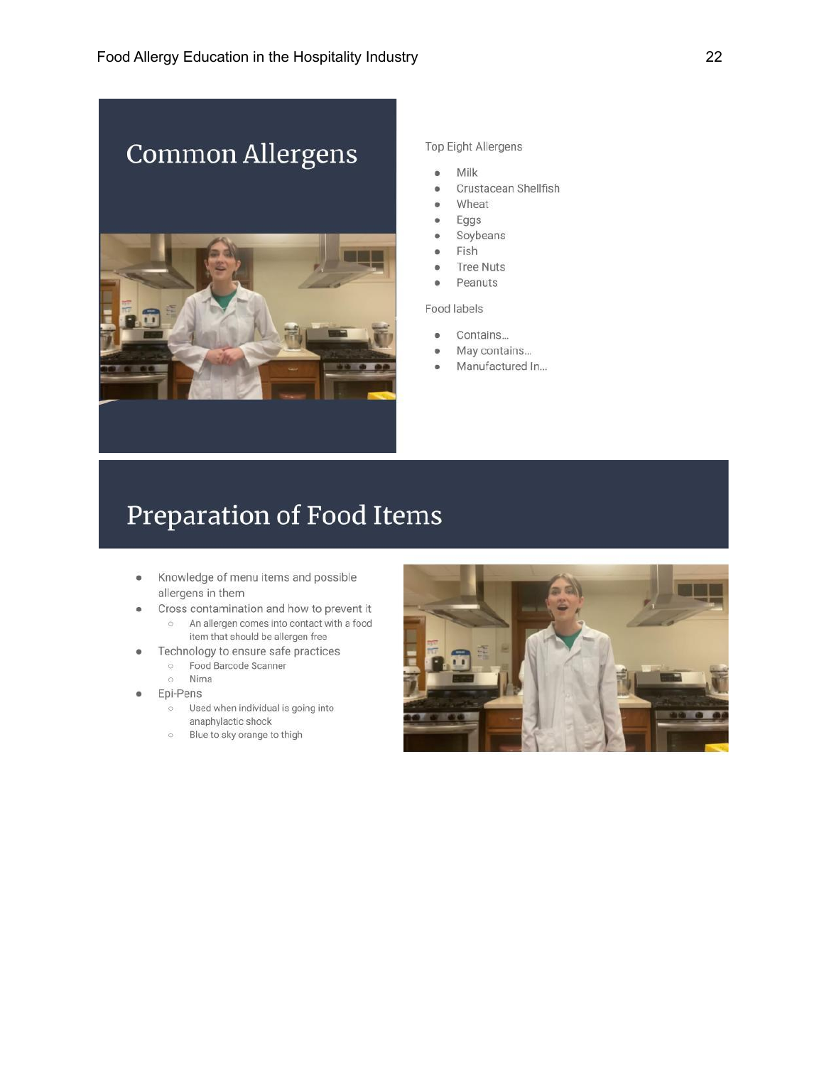## Common Allergens

Top Eight Allergens

- Milk
- Crustacean Shellfish
- Wheat
- Eggs
- Soybeans
- Fish
- Tree Nuts
- Peanuts

Food labels

- Contains…
- May contains…
- Manufactured In…

## Preparation of Food Items

- Knowledge of menu items and possible allergens in them
- Cross contamination and how to prevent it
  - An allergen comes into contact with a food item that should be allergen free
- Technology to ensure safe practices
  - Food Barcode Scanner
  - Nima
- Epi-Pens
  - Used when individual is going into anaphylactic shock
  - Blue to sky orange to thigh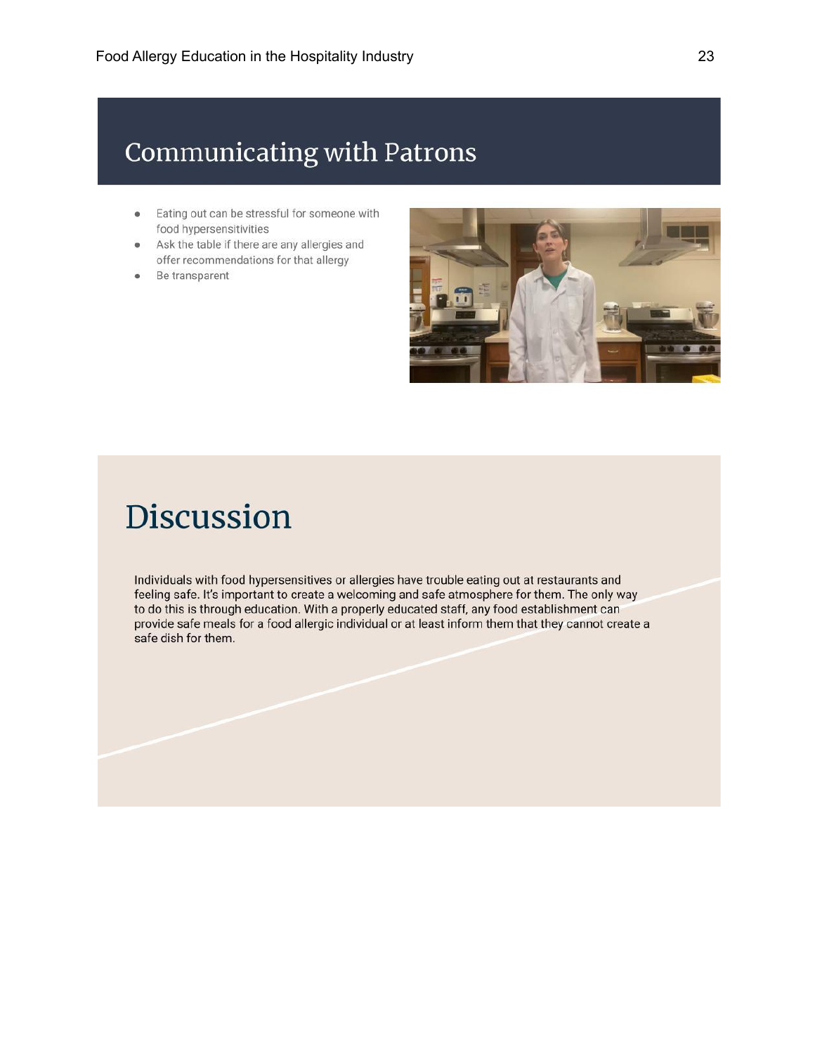## Communicating with Patrons

- Eating out can be stressful for someone with food hypersensitivities
- Ask the table if there are any allergies and offer recommendations for that allergy
- Be transparent

## Discussion

Individuals with food hypersensitives or allergies have trouble eating out at restaurants and feeling safe. It's important to create a welcoming and safe atmosphere for them. The only way to do this is through education. With a properly educated staff, any food establishment can provide safe meals for a food allergic individual or at least inform them that they cannot create a safe dish for them.